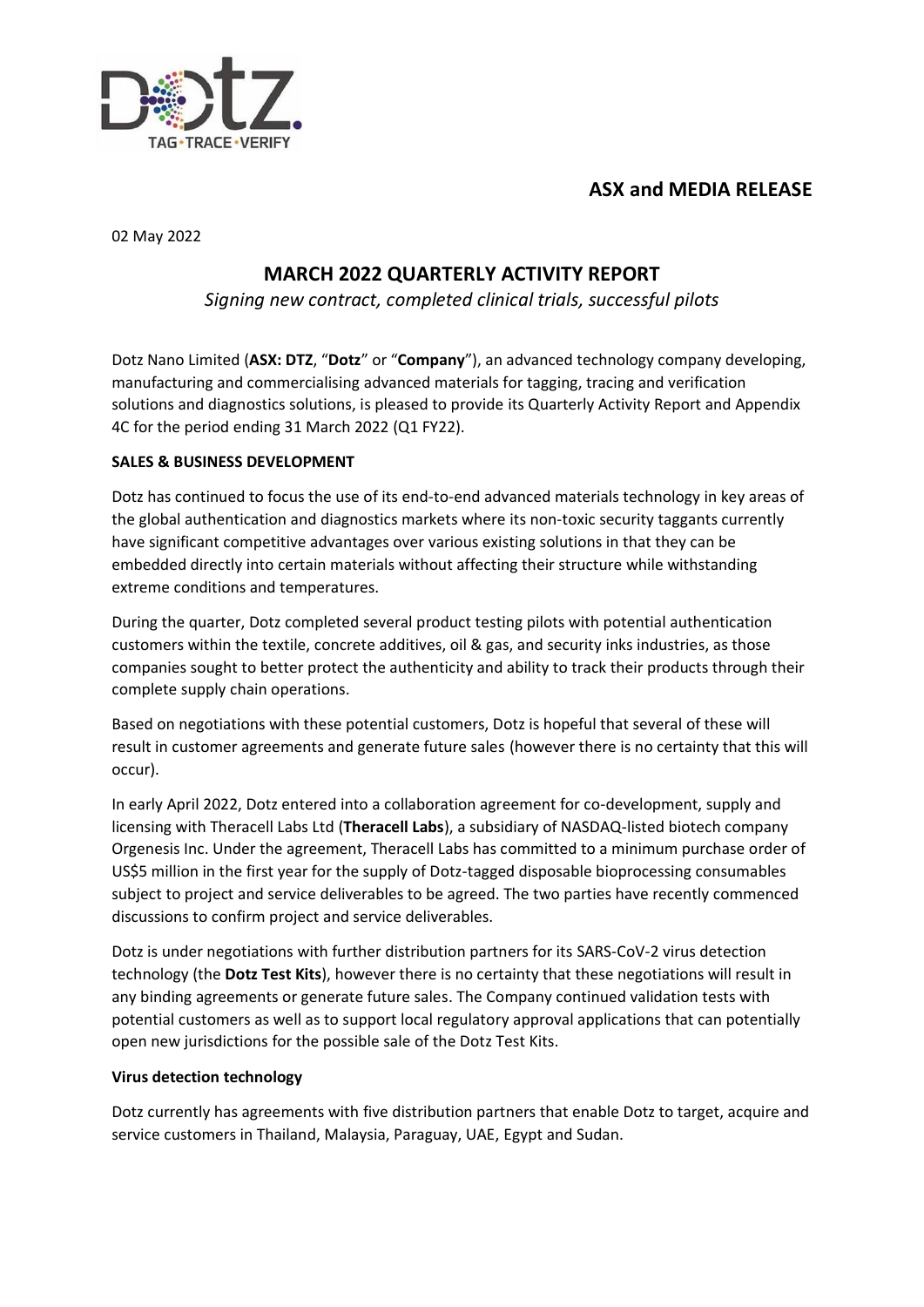## ASX and MEDIA RELEASE

02 May 2022

# MARCH 2022 QUARTERLY ACTIVITY REPORT

*Signing new contract, completed clinical trials, successful pilots*

Dotz Nano Limited (**ASX: DTZ**, "**Dotz**" or "**Company**"), an advanced technology company developing, manufacturing and commercialising advanced materials for tagging, tracing and verification solutions and diagnostics solutions, is pleased to provide its Quarterly Activity Report and Appendix 4C for the period ending 31 March 2022 (Q1 FY22).

**SALES & BUSINESS DEVELOPMENT**

Dotz has continued to focus the use of its end-to-end advanced materials technology in key areas of the global authentication and diagnostics markets where its non-toxic security taggants currently have significant competitive advantages over various existing solutions in that they can be embedded directly into certain materials without affecting their structure while withstanding extreme conditions and temperatures.

During the quarter, Dotz completed several product testing pilots with potential authentication customers within the textile, concrete additives, oil & gas, and security inks industries, as those companies sought to better protect the authenticity and ability to track their products through their complete supply chain operations.

Based on negotiations with these potential customers, Dotz is hopeful that several of these will result in customer agreements and generate future sales (however there is no certainty that this will occur).

In early April 2022, Dotz entered into a collaboration agreement for co-development, supply and licensing with Theracell Labs Ltd (**Theracell Labs**), a subsidiary of NASDAQ-listed biotech company Orgenesis Inc. Under the agreement, Theracell Labs has committed to a minimum purchase order of US$5 million in the first year for the supply of Dotz-tagged disposable bioprocessing consumables subject to project and service deliverables to be agreed. The two parties have recently commenced discussions to confirm project and service deliverables.

Dotz is under negotiations with further distribution partners for its SARS-CoV-2 virus detection technology (the **Dotz Test Kits**), however there is no certainty that these negotiations will result in any binding agreements or generate future sales. The Company continued validation tests with potential customers as well as to support local regulatory approval applications that can potentially open new jurisdictions for the possible sale of the Dotz Test Kits.

**Virus detection technology**

Dotz currently has agreements with five distribution partners that enable Dotz to target, acquire and service customers in Thailand, Malaysia, Paraguay, UAE, Egypt and Sudan.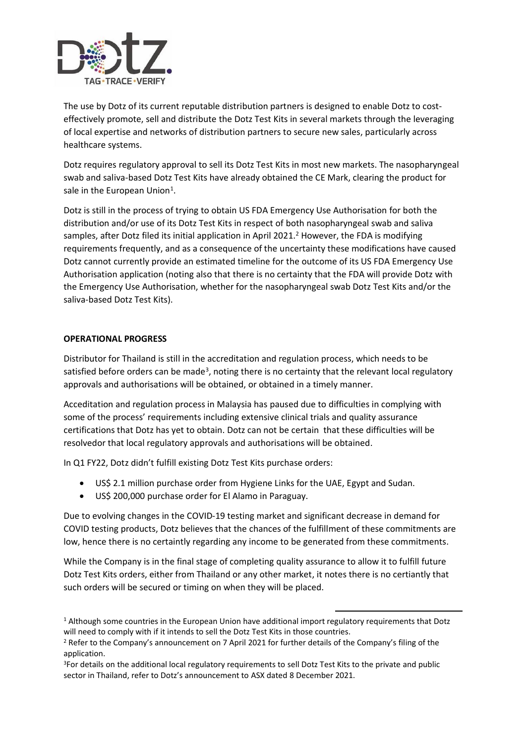The use by Dotz of its current reputable distribution partners is designed to enable Dotz to cost-effectively promote, sell and distribute the Dotz Test Kits in several markets through the leveraging of local expertise and networks of distribution partners to secure new sales, particularly across healthcare systems.

Dotz requires regulatory approval to sell its Dotz Test Kits in most new markets. The nasopharyngeal swab and saliva-based Dotz Test Kits have already obtained the CE Mark, clearing the product for sale in the European Union[1].

Dotz is still in the process of trying to obtain US FDA Emergency Use Authorisation for both the distribution and/or use of its Dotz Test Kits in respect of both nasopharyngeal swab and saliva samples, after Dotz filed its initial application in April 2021.[2] However, the FDA is modifying requirements frequently, and as a consequence of the uncertainty these modifications have caused Dotz cannot currently provide an estimated timeline for the outcome of its US FDA Emergency Use Authorisation application (noting also that there is no certainty that the FDA will provide Dotz with the Emergency Use Authorisation, whether for the nasopharyngeal swab Dotz Test Kits and/or the saliva-based Dotz Test Kits).

## OPERATIONAL PROGRESS

Distributor for Thailand is still in the accreditation and regulation process, which needs to be satisfied before orders can be made[3], noting there is no certainty that the relevant local regulatory approvals and authorisations will be obtained, or obtained in a timely manner.

Acceditation and regulation process in Malaysia has paused due to difficulties in complying with some of the process' requirements including extensive clinical trials and quality assurance certifications that Dotz has yet to obtain. Dotz can not be certain that these difficulties will be resolvedor that local regulatory approvals and authorisations will be obtained.

In Q1 FY22, Dotz didn't fulfill existing Dotz Test Kits purchase orders:

- US$ 2.1 million purchase order from Hygiene Links for the UAE, Egypt and Sudan.
- US$ 200,000 purchase order for El Alamo in Paraguay.

Due to evolving changes in the COVID-19 testing market and significant decrease in demand for COVID testing products, Dotz believes that the chances of the fulfillment of these commitments are low, hence there is no certaintly regarding any income to be generated from these commitments.

While the Company is in the final stage of completing quality assurance to allow it to fulfill future Dotz Test Kits orders, either from Thailand or any other market, it notes there is no certiantly that such orders will be secured or timing on when they will be placed.

---

[1] Although some countries in the European Union have additional import regulatory requirements that Dotz will need to comply with if it intends to sell the Dotz Test Kits in those countries.

[2] Refer to the Company's announcement on 7 April 2021 for further details of the Company's filing of the application.

[3] For details on the additional local regulatory requirements to sell Dotz Test Kits to the private and public sector in Thailand, refer to Dotz's announcement to ASX dated 8 December 2021.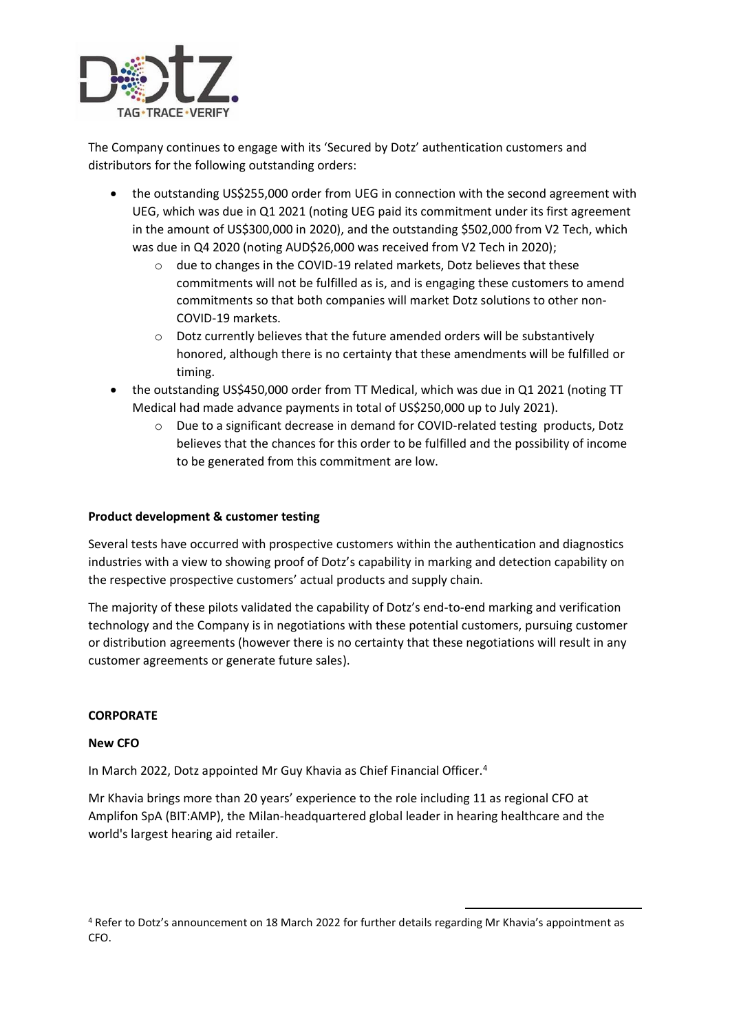The Company continues to engage with its 'Secured by Dotz' authentication customers and distributors for the following outstanding orders:

- the outstanding US$255,000 order from UEG in connection with the second agreement with UEG, which was due in Q1 2021 (noting UEG paid its commitment under its first agreement in the amount of US$300,000 in 2020), and the outstanding $502,000 from V2 Tech, which was due in Q4 2020 (noting AUD$26,000 was received from V2 Tech in 2020);
  - due to changes in the COVID-19 related markets, Dotz believes that these commitments will not be fulfilled as is, and is engaging these customers to amend commitments so that both companies will market Dotz solutions to other non-COVID-19 markets.
  - Dotz currently believes that the future amended orders will be substantively honored, although there is no certainty that these amendments will be fulfilled or timing.
- the outstanding US$450,000 order from TT Medical, which was due in Q1 2021 (noting TT Medical had made advance payments in total of US$250,000 up to July 2021).
  - Due to a significant decrease in demand for COVID-related testing products, Dotz believes that the chances for this order to be fulfilled and the possibility of income to be generated from this commitment are low.

**Product development & customer testing**

Several tests have occurred with prospective customers within the authentication and diagnostics industries with a view to showing proof of Dotz's capability in marking and detection capability on the respective prospective customers' actual products and supply chain.

The majority of these pilots validated the capability of Dotz's end-to-end marking and verification technology and the Company is in negotiations with these potential customers, pursuing customer or distribution agreements (however there is no certainty that these negotiations will result in any customer agreements or generate future sales).

## CORPORATE

**New CFO**

In March 2022, Dotz appointed Mr Guy Khavia as Chief Financial Officer.[4]

Mr Khavia brings more than 20 years' experience to the role including 11 as regional CFO at Amplifon SpA (BIT:AMP), the Milan-headquartered global leader in hearing healthcare and the world's largest hearing aid retailer.

[4] Refer to Dotz's announcement on 18 March 2022 for further details regarding Mr Khavia's appointment as CFO.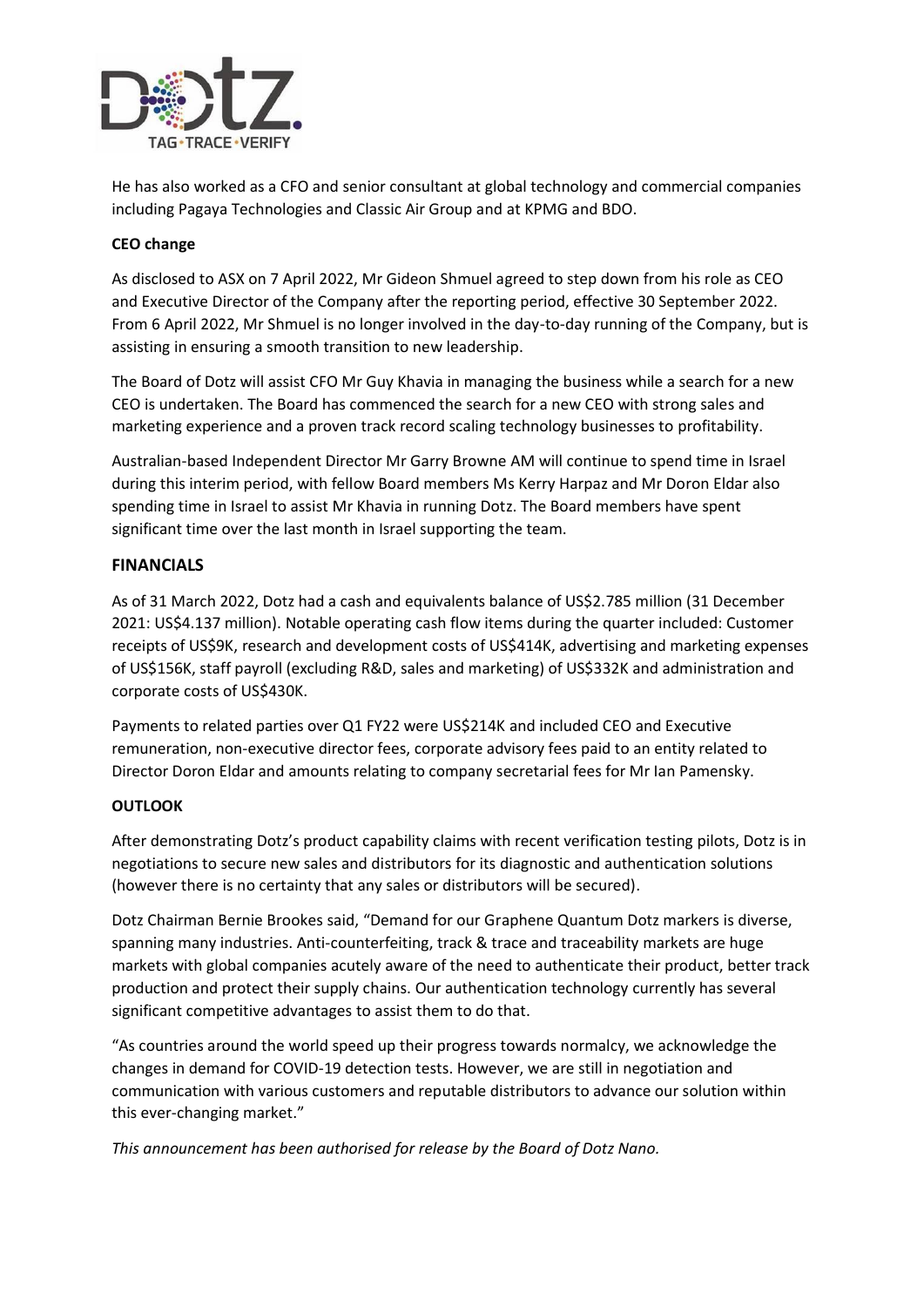He has also worked as a CFO and senior consultant at global technology and commercial companies including Pagaya Technologies and Classic Air Group and at KPMG and BDO.

**CEO change**

As disclosed to ASX on 7 April 2022, Mr Gideon Shmuel agreed to step down from his role as CEO and Executive Director of the Company after the reporting period, effective 30 September 2022. From 6 April 2022, Mr Shmuel is no longer involved in the day-to-day running of the Company, but is assisting in ensuring a smooth transition to new leadership.

The Board of Dotz will assist CFO Mr Guy Khavia in managing the business while a search for a new CEO is undertaken. The Board has commenced the search for a new CEO with strong sales and marketing experience and a proven track record scaling technology businesses to profitability.

Australian-based Independent Director Mr Garry Browne AM will continue to spend time in Israel during this interim period, with fellow Board members Ms Kerry Harpaz and Mr Doron Eldar also spending time in Israel to assist Mr Khavia in running Dotz. The Board members have spent significant time over the last month in Israel supporting the team.

## FINANCIALS

As of 31 March 2022, Dotz had a cash and equivalents balance of US$2.785 million (31 December 2021: US$4.137 million). Notable operating cash flow items during the quarter included: Customer receipts of US$9K, research and development costs of US$414K, advertising and marketing expenses of US$156K, staff payroll (excluding R&D, sales and marketing) of US$332K and administration and corporate costs of US$430K.

Payments to related parties over Q1 FY22 were US$214K and included CEO and Executive remuneration, non-executive director fees, corporate advisory fees paid to an entity related to Director Doron Eldar and amounts relating to company secretarial fees for Mr Ian Pamensky.

## OUTLOOK

After demonstrating Dotz's product capability claims with recent verification testing pilots, Dotz is in negotiations to secure new sales and distributors for its diagnostic and authentication solutions (however there is no certainty that any sales or distributors will be secured).

Dotz Chairman Bernie Brookes said, "Demand for our Graphene Quantum Dotz markers is diverse, spanning many industries. Anti-counterfeiting, track & trace and traceability markets are huge markets with global companies acutely aware of the need to authenticate their product, better track production and protect their supply chains. Our authentication technology currently has several significant competitive advantages to assist them to do that.

"As countries around the world speed up their progress towards normalcy, we acknowledge the changes in demand for COVID-19 detection tests. However, we are still in negotiation and communication with various customers and reputable distributors to advance our solution within this ever-changing market."

*This announcement has been authorised for release by the Board of Dotz Nano.*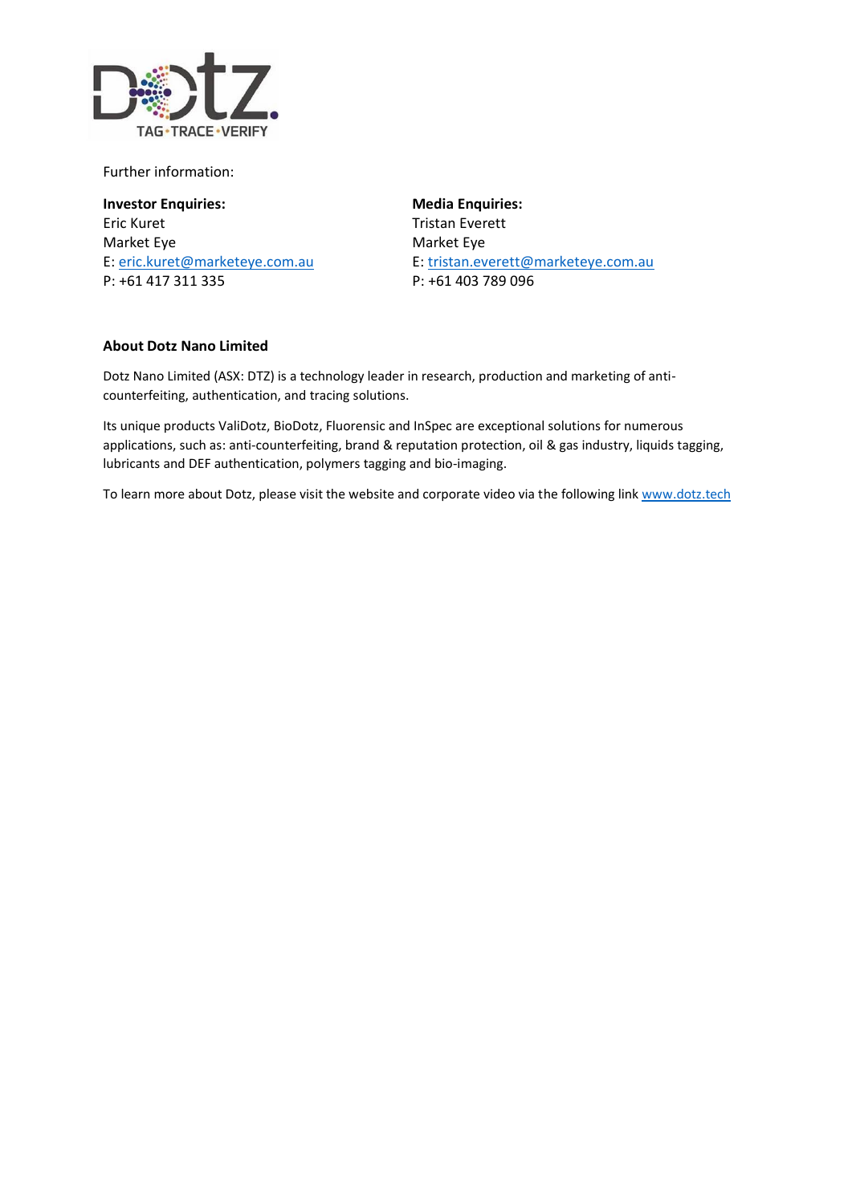Further information:

**Investor Enquiries:**
Eric Kuret
Market Eye
E: eric.kuret@marketeye.com.au
P: +61 417 311 335

**Media Enquiries:**
Tristan Everett
Market Eye
E: tristan.everett@marketeye.com.au
P: +61 403 789 096

**About Dotz Nano Limited**

Dotz Nano Limited (ASX: DTZ) is a technology leader in research, production and marketing of anti-counterfeiting, authentication, and tracing solutions.

Its unique products ValiDotz, BioDotz, Fluorensic and InSpec are exceptional solutions for numerous applications, such as: anti-counterfeiting, brand & reputation protection, oil & gas industry, liquids tagging, lubricants and DEF authentication, polymers tagging and bio-imaging.

To learn more about Dotz, please visit the website and corporate video via the following link www.dotz.tech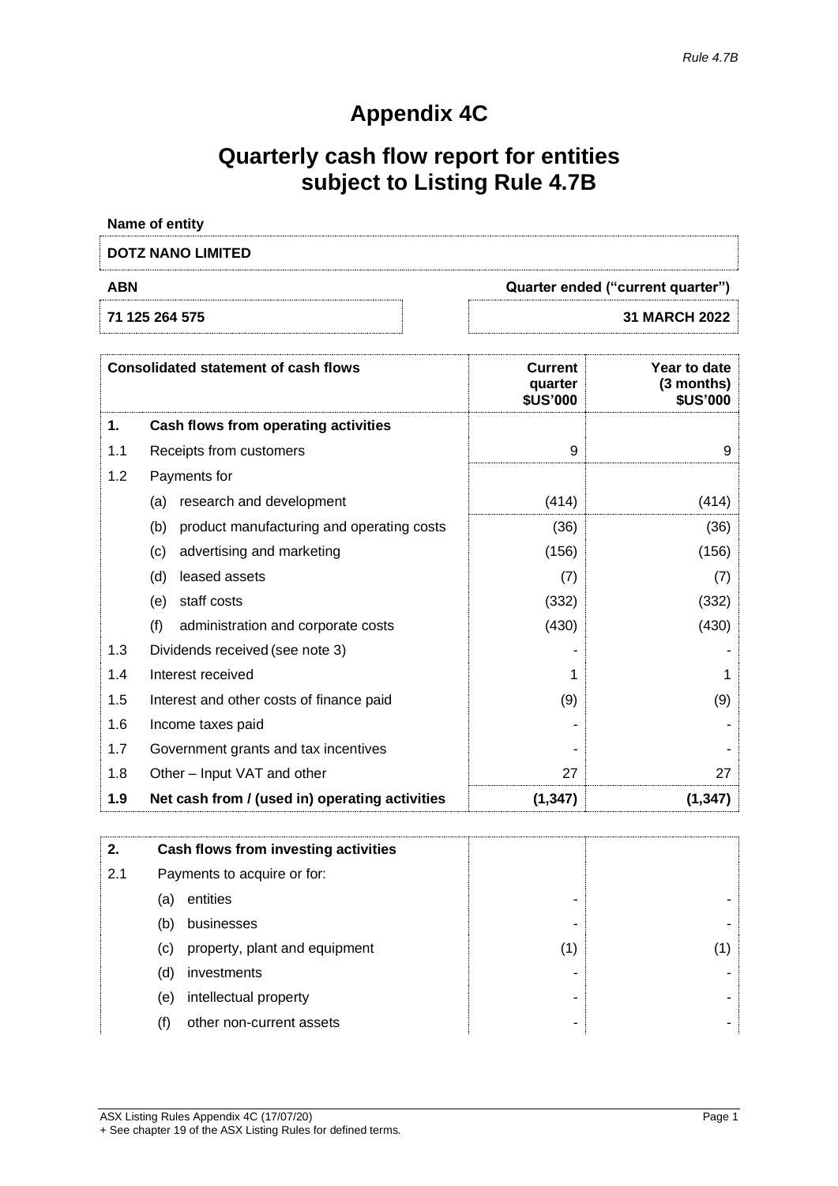*Rule 4.7B*

# Appendix 4C

# Quarterly cash flow report for entities subject to Listing Rule 4.7B

| Name of entity | |
|---|---|
| **DOTZ NANO LIMITED** | |
| **ABN** | **Quarter ended ("current quarter")** |
| **71 125 264 575** | **31 MARCH 2022** |

| | **Consolidated statement of cash flows** | **Current quarter $US'000** | **Year to date (3 months) $US'000** |
|---|---|---|---|
| **1.** | **Cash flows from operating activities** | | |
| 1.1 | Receipts from customers | 9 | 9 |
| 1.2 | Payments for | | |
| | (a) research and development | (414) | (414) |
| | (b) product manufacturing and operating costs | (36) | (36) |
| | (c) advertising and marketing | (156) | (156) |
| | (d) leased assets | (7) | (7) |
| | (e) staff costs | (332) | (332) |
| | (f) administration and corporate costs | (430) | (430) |
| 1.3 | Dividends received (see note 3) | - | - |
| 1.4 | Interest received | 1 | 1 |
| 1.5 | Interest and other costs of finance paid | (9) | (9) |
| 1.6 | Income taxes paid | - | - |
| 1.7 | Government grants and tax incentives | - | - |
| 1.8 | Other – Input VAT and other | 27 | 27 |
| **1.9** | **Net cash from / (used in) operating activities** | **(1,347)** | **(1,347)** |

| | | | |
|---|---|---|---|
| **2.** | **Cash flows from investing activities** | | |
| 2.1 | Payments to acquire or for: | | |
| | (a) entities | - | - |
| | (b) businesses | - | - |
| | (c) property, plant and equipment | (1) | (1) |
| | (d) investments | - | - |
| | (e) intellectual property | - | - |
| | (f) other non-current assets | - | - |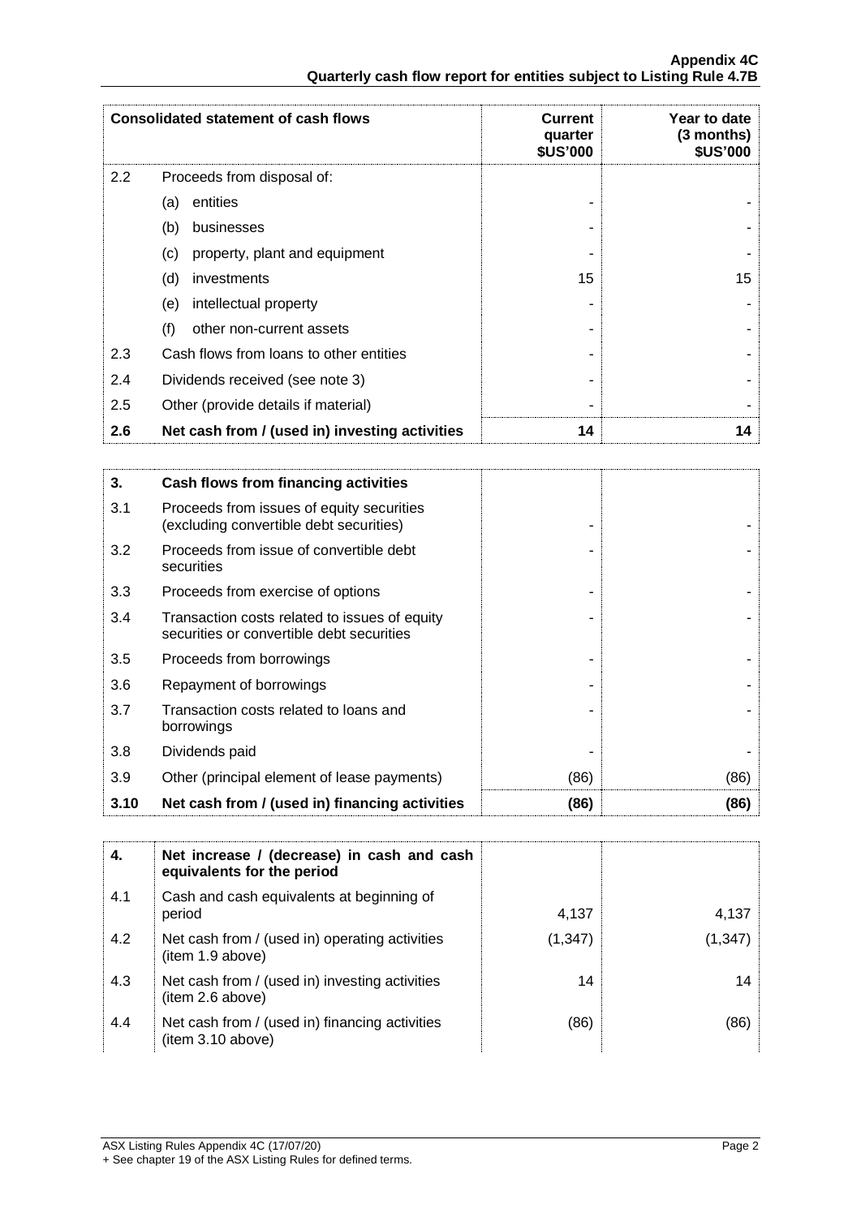| Consolidated statement of cash flows | | Current quarter $US'000 | Year to date (3 months) $US'000 |
|---|---|---|---|
| 2.2 | Proceeds from disposal of: | | |
| | (a) entities | - | - |
| | (b) businesses | - | - |
| | (c) property, plant and equipment | - | - |
| | (d) investments | 15 | 15 |
| | (e) intellectual property | - | - |
| | (f) other non-current assets | - | - |
| 2.3 | Cash flows from loans to other entities | - | - |
| 2.4 | Dividends received (see note 3) | - | - |
| 2.5 | Other (provide details if material) | - | - |
| **2.6** | **Net cash from / (used in) investing activities** | **14** | **14** |

| | | | |
|---|---|---|---|
| **3.** | **Cash flows from financing activities** | | |
| 3.1 | Proceeds from issues of equity securities (excluding convertible debt securities) | - | - |
| 3.2 | Proceeds from issue of convertible debt securities | - | - |
| 3.3 | Proceeds from exercise of options | - | - |
| 3.4 | Transaction costs related to issues of equity securities or convertible debt securities | - | - |
| 3.5 | Proceeds from borrowings | - | - |
| 3.6 | Repayment of borrowings | - | - |
| 3.7 | Transaction costs related to loans and borrowings | - | - |
| 3.8 | Dividends paid | - | - |
| 3.9 | Other (principal element of lease payments) | (86) | (86) |
| **3.10** | **Net cash from / (used in) financing activities** | **(86)** | **(86)** |

| | | | |
|---|---|---|---|
| **4.** | **Net increase / (decrease) in cash and cash equivalents for the period** | | |
| 4.1 | Cash and cash equivalents at beginning of period | 4,137 | 4,137 |
| 4.2 | Net cash from / (used in) operating activities (item 1.9 above) | (1,347) | (1,347) |
| 4.3 | Net cash from / (used in) investing activities (item 2.6 above) | 14 | 14 |
| 4.4 | Net cash from / (used in) financing activities (item 3.10 above) | (86) | (86) |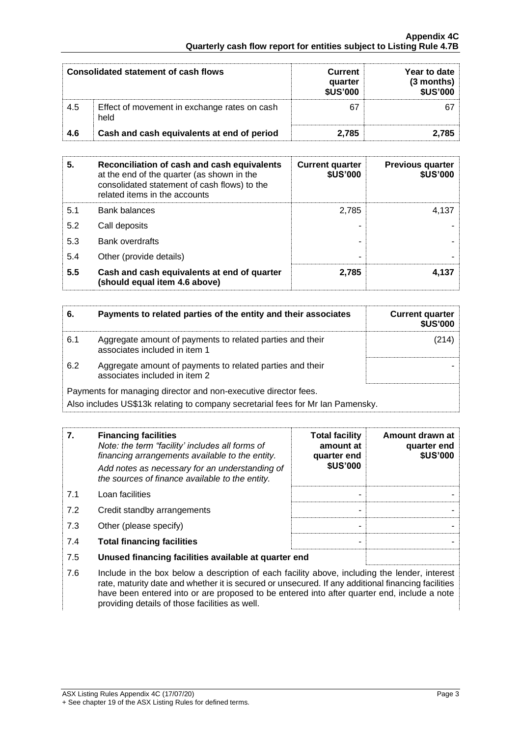| Consolidated statement of cash flows | | Current quarter $US'000 | Year to date (3 months) $US'000 |
|---|---|---|---|
| 4.5 | Effect of movement in exchange rates on cash held | 67 | 67 |
| **4.6** | **Cash and cash equivalents at end of period** | **2,785** | **2,785** |

| **5.** | **Reconciliation of cash and cash equivalents** at the end of the quarter (as shown in the consolidated statement of cash flows) to the related items in the accounts | **Current quarter $US'000** | **Previous quarter $US'000** |
|---|---|---|---|
| 5.1 | Bank balances | 2,785 | 4,137 |
| 5.2 | Call deposits | - | - |
| 5.3 | Bank overdrafts | - | - |
| 5.4 | Other (provide details) | - | - |
| **5.5** | **Cash and cash equivalents at end of quarter (should equal item 4.6 above)** | **2,785** | **4,137** |

| **6.** | **Payments to related parties of the entity and their associates** | **Current quarter $US'000** |
|---|---|---|
| 6.1 | Aggregate amount of payments to related parties and their associates included in item 1 | (214) |
| 6.2 | Aggregate amount of payments to related parties and their associates included in item 2 | - |

Payments for managing director and non-executive director fees.
Also includes US$13k relating to company secretarial fees for Mr Ian Pamensky.

| **7.** | **Financing facilities** *Note: the term "facility' includes all forms of financing arrangements available to the entity.* *Add notes as necessary for an understanding of the sources of finance available to the entity.* | **Total facility amount at quarter end $US'000** | **Amount drawn at quarter end $US'000** |
|---|---|---|---|
| 7.1 | Loan facilities | - | - |
| 7.2 | Credit standby arrangements | - | - |
| 7.3 | Other (please specify) | - | - |
| 7.4 | **Total financing facilities** | - | - |
| 7.5 | **Unused financing facilities available at quarter end** | | |
| 7.6 | Include in the box below a description of each facility above, including the lender, interest rate, maturity date and whether it is secured or unsecured. If any additional financing facilities have been entered into or are proposed to be entered into after quarter end, include a note providing details of those facilities as well. | | |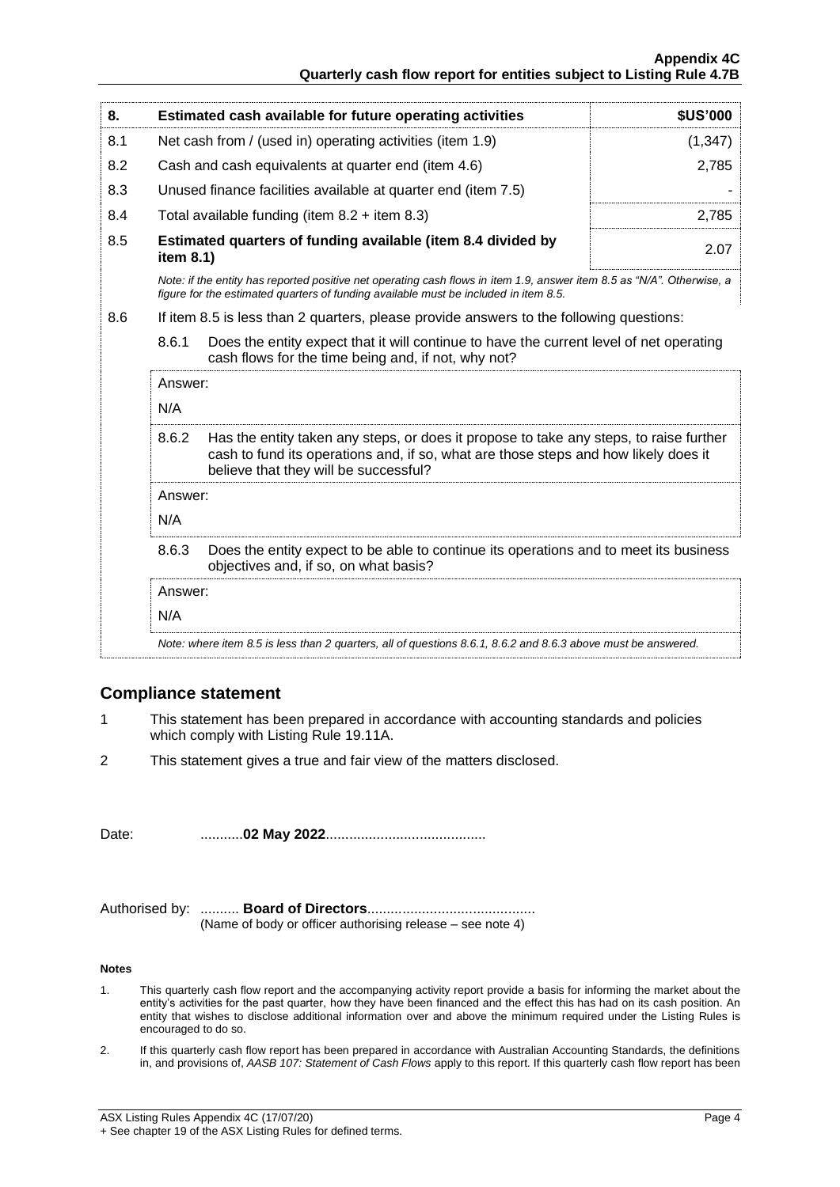| 8. | Estimated cash available for future operating activities | $US'000 |
| --- | --- | --- |
| 8.1 | Net cash from / (used in) operating activities (item 1.9) | (1,347) |
| 8.2 | Cash and cash equivalents at quarter end (item 4.6) | 2,785 |
| 8.3 | Unused finance facilities available at quarter end (item 7.5) | - |
| 8.4 | Total available funding (item 8.2 + item 8.3) | 2,785 |
| 8.5 | **Estimated quarters of funding available (item 8.4 divided by item 8.1)** | 2.07 |

*Note: if the entity has reported positive net operating cash flows in item 1.9, answer item 8.5 as "N/A". Otherwise, a figure for the estimated quarters of funding available must be included in item 8.5.*

8.6 If item 8.5 is less than 2 quarters, please provide answers to the following questions:

8.6.1 Does the entity expect that it will continue to have the current level of net operating cash flows for the time being and, if not, why not?

Answer:

N/A

8.6.2 Has the entity taken any steps, or does it propose to take any steps, to raise further cash to fund its operations and, if so, what are those steps and how likely does it believe that they will be successful?

Answer:

N/A

8.6.3 Does the entity expect to be able to continue its operations and to meet its business objectives and, if so, on what basis?

Answer:

N/A

*Note: where item 8.5 is less than 2 quarters, all of questions 8.6.1, 8.6.2 and 8.6.3 above must be answered.*

## Compliance statement

1. This statement has been prepared in accordance with accounting standards and policies which comply with Listing Rule 19.11A.
2. This statement gives a true and fair view of the matters disclosed.

Date: ...........**02 May 2022**.........................................

Authorised by: .......... **Board of Directors**..........................................
(Name of body or officer authorising release – see note 4)

**Notes**

1. This quarterly cash flow report and the accompanying activity report provide a basis for informing the market about the entity's activities for the past quarter, how they have been financed and the effect this has had on its cash position. An entity that wishes to disclose additional information over and above the minimum required under the Listing Rules is encouraged to do so.
2. If this quarterly cash flow report has been prepared in accordance with Australian Accounting Standards, the definitions in, and provisions of, *AASB 107: Statement of Cash Flows* apply to this report. If this quarterly cash flow report has been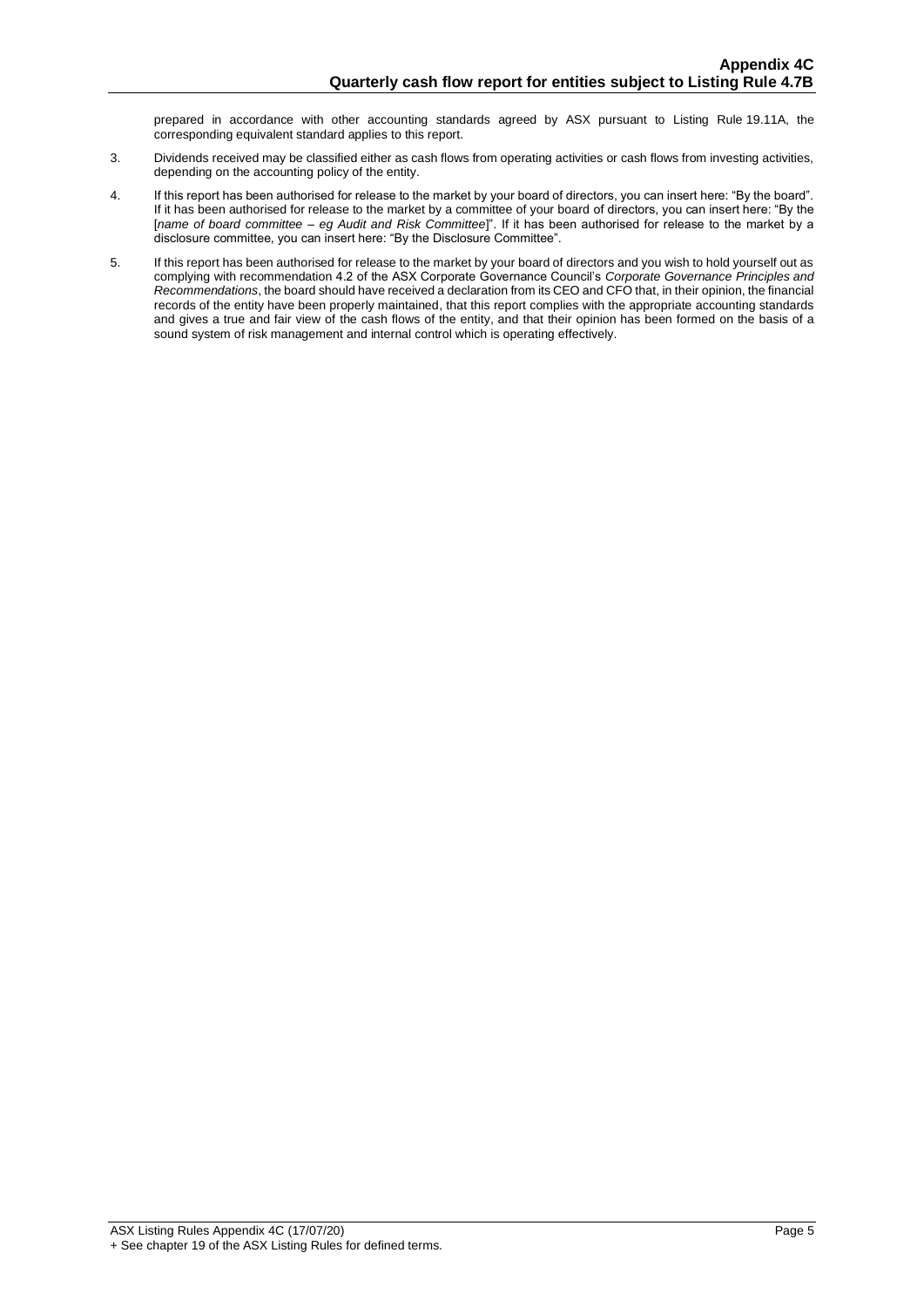prepared in accordance with other accounting standards agreed by ASX pursuant to Listing Rule 19.11A, the corresponding equivalent standard applies to this report.

3. Dividends received may be classified either as cash flows from operating activities or cash flows from investing activities, depending on the accounting policy of the entity.

4. If this report has been authorised for release to the market by your board of directors, you can insert here: "By the board". If it has been authorised for release to the market by a committee of your board of directors, you can insert here: "By the [*name of board committee – eg Audit and Risk Committee*]". If it has been authorised for release to the market by a disclosure committee, you can insert here: "By the Disclosure Committee".

5. If this report has been authorised for release to the market by your board of directors and you wish to hold yourself out as complying with recommendation 4.2 of the ASX Corporate Governance Council's *Corporate Governance Principles and Recommendations*, the board should have received a declaration from its CEO and CFO that, in their opinion, the financial records of the entity have been properly maintained, that this report complies with the appropriate accounting standards and gives a true and fair view of the cash flows of the entity, and that their opinion has been formed on the basis of a sound system of risk management and internal control which is operating effectively.